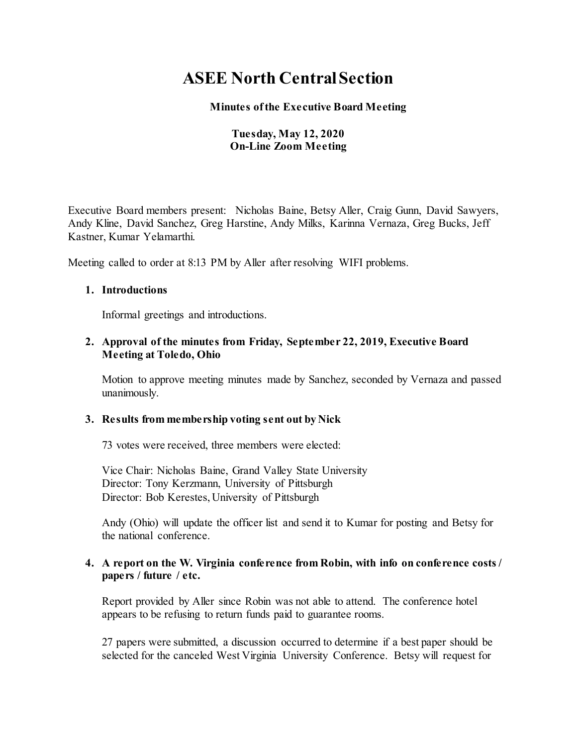# ASEE North Central Section

**Minutes of the Executive Board Meeting**

**Tuesday, May 12, 2020**
**On-Line Zoom Meeting**

Executive Board members present: Nicholas Baine, Betsy Aller, Craig Gunn, David Sawyers, Andy Kline, David Sanchez, Greg Harstine, Andy Milks, Karinna Vernaza, Greg Bucks, Jeff Kastner, Kumar Yelamarthi.

Meeting called to order at 8:13 PM by Aller after resolving WIFI problems.

1. **Introductions**

   Informal greetings and introductions.

2. **Approval of the minutes from Friday, September 22, 2019, Executive Board Meeting at Toledo, Ohio**

   Motion to approve meeting minutes made by Sanchez, seconded by Vernaza and passed unanimously.

3. **Results from membership voting sent out by Nick**

   73 votes were received, three members were elected:

   Vice Chair: Nicholas Baine, Grand Valley State University
   Director: Tony Kerzmann, University of Pittsburgh
   Director: Bob Kerestes, University of Pittsburgh

   Andy (Ohio) will update the officer list and send it to Kumar for posting and Betsy for the national conference.

4. **A report on the W. Virginia conference from Robin, with info on conference costs / papers / future / etc.**

   Report provided by Aller since Robin was not able to attend. The conference hotel appears to be refusing to return funds paid to guarantee rooms.

   27 papers were submitted, a discussion occurred to determine if a best paper should be selected for the canceled West Virginia University Conference. Betsy will request for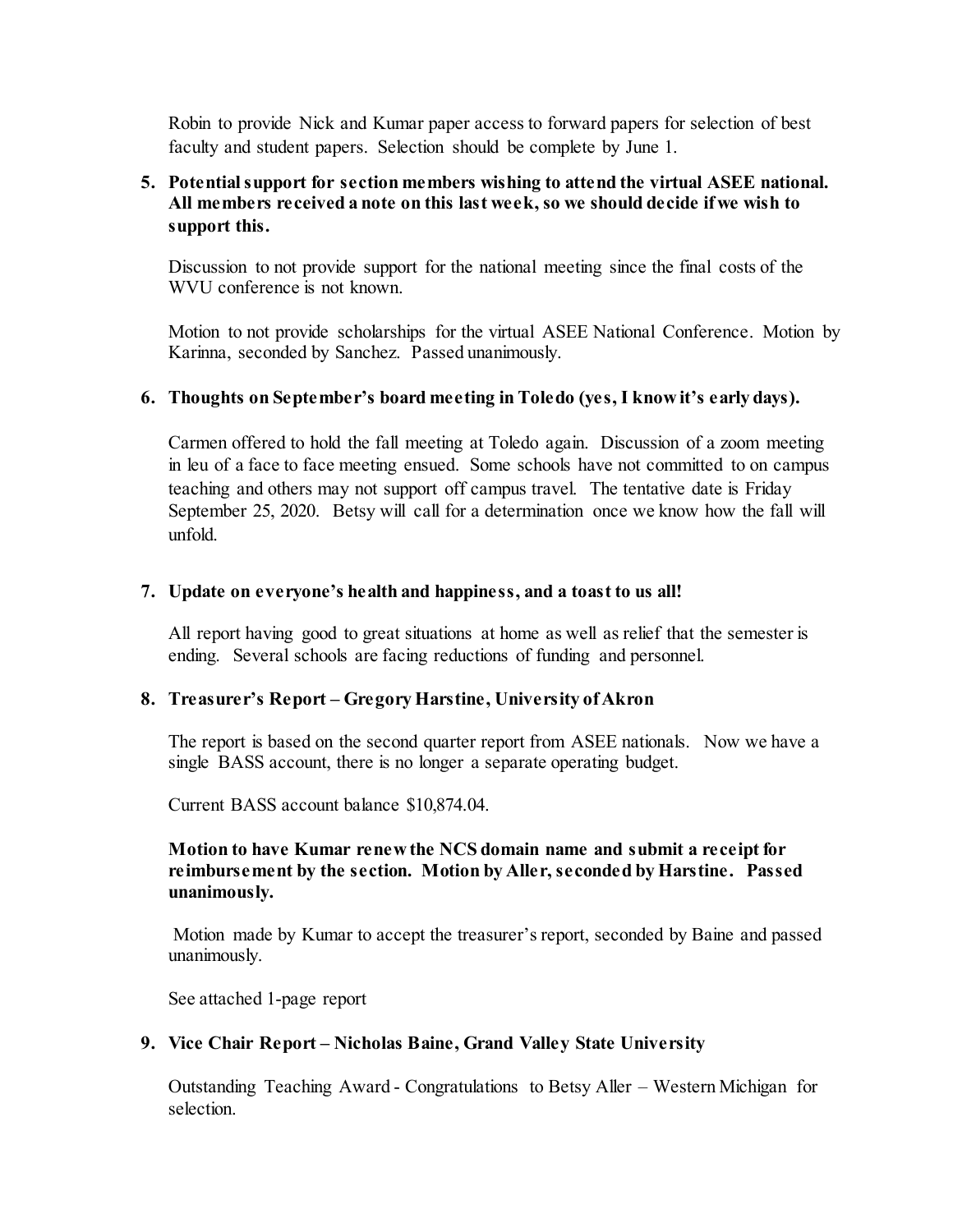Robin to provide Nick and Kumar paper access to forward papers for selection of best faculty and student papers. Selection should be complete by June 1.

5. **Potential support for section members wishing to attend the virtual ASEE national. All members received a note on this last week, so we should decide if we wish to support this.**

   Discussion to not provide support for the national meeting since the final costs of the WVU conference is not known.

   Motion to not provide scholarships for the virtual ASEE National Conference. Motion by Karinna, seconded by Sanchez. Passed unanimously.

6. **Thoughts on September's board meeting in Toledo (yes, I know it's early days).**

   Carmen offered to hold the fall meeting at Toledo again. Discussion of a zoom meeting in leu of a face to face meeting ensued. Some schools have not committed to on campus teaching and others may not support off campus travel. The tentative date is Friday September 25, 2020. Betsy will call for a determination once we know how the fall will unfold.

7. **Update on everyone's health and happiness, and a toast to us all!**

   All report having good to great situations at home as well as relief that the semester is ending. Several schools are facing reductions of funding and personnel.

8. **Treasurer's Report – Gregory Harstine, University of Akron**

   The report is based on the second quarter report from ASEE nationals. Now we have a single BASS account, there is no longer a separate operating budget.

   Current BASS account balance $10,874.04.

   **Motion to have Kumar renew the NCS domain name and submit a receipt for reimbursement by the section. Motion by Aller, seconded by Harstine. Passed unanimously.**

   Motion made by Kumar to accept the treasurer's report, seconded by Baine and passed unanimously.

   See attached 1-page report

9. **Vice Chair Report – Nicholas Baine, Grand Valley State University**

   Outstanding Teaching Award - Congratulations to Betsy Aller – Western Michigan for selection.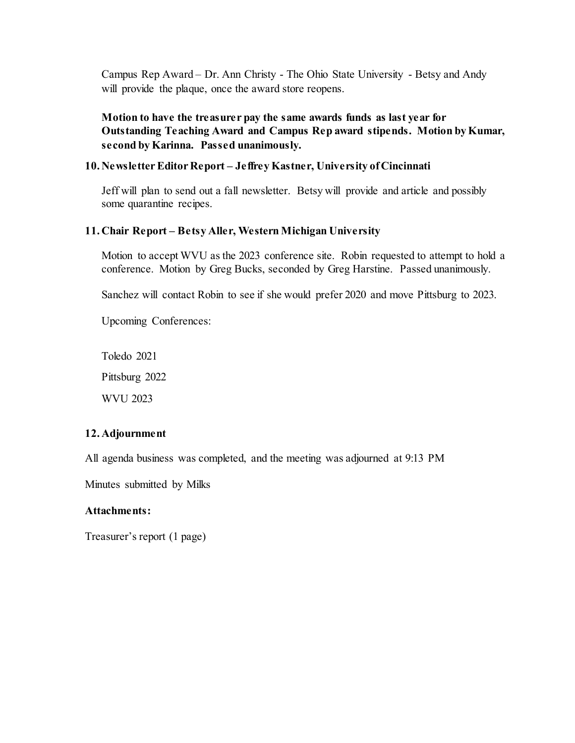Campus Rep Award – Dr. Ann Christy - The Ohio State University - Betsy and Andy will provide the plaque, once the award store reopens.

**Motion to have the treasurer pay the same awards funds as last year for Outstanding Teaching Award and Campus Rep award stipends. Motion by Kumar, second by Karinna. Passed unanimously.**

### 10. Newsletter Editor Report – Jeffrey Kastner, University of Cincinnati

Jeff will plan to send out a fall newsletter. Betsy will provide and article and possibly some quarantine recipes.

### 11. Chair Report – Betsy Aller, Western Michigan University

Motion to accept WVU as the 2023 conference site. Robin requested to attempt to hold a conference. Motion by Greg Bucks, seconded by Greg Harstine. Passed unanimously.

Sanchez will contact Robin to see if she would prefer 2020 and move Pittsburg to 2023.

Upcoming Conferences:

Toledo 2021

Pittsburg 2022

WVU 2023

### 12. Adjournment

All agenda business was completed, and the meeting was adjourned at 9:13 PM

Minutes submitted by Milks

**Attachments:**

Treasurer's report (1 page)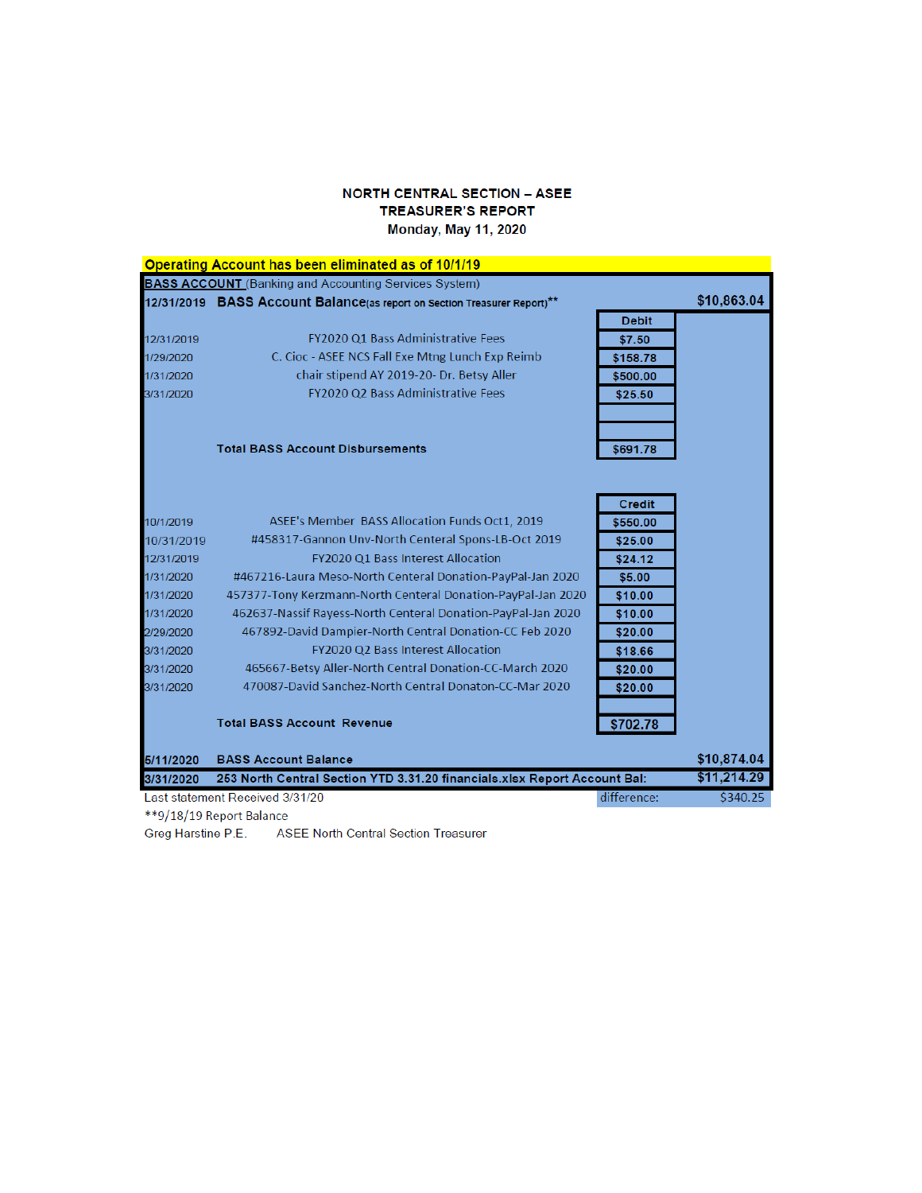**NORTH CENTRAL SECTION – ASEE**
**TREASURER'S REPORT**
**Monday, May 11, 2020**

**Operating Account has been eliminated as of 10/1/19**

| | | | |
|---|---|---|---|
| **BASS ACCOUNT** (Banking and Accounting Services System) | | | |
| **12/31/2019** | **BASS Account Balance** (as report on Section Treasurer Report)** | | **$10,863.04** |
| | | **Debit** | |
| 12/31/2019 | FY2020 Q1 Bass Administrative Fees | $7.50 | |
| 1/29/2020 | C. Cioc - ASEE NCS Fall Exe Mtng Lunch Exp Reimb | $158.78 | |
| 1/31/2020 | chair stipend AY 2019-20- Dr. Betsy Aller | $500.00 | |
| 3/31/2020 | FY2020 Q2 Bass Administrative Fees | $25.50 | |
| | **Total BASS Account Disbursements** | **$691.78** | |
| | | **Credit** | |
| 10/1/2019 | ASEE's Member BASS Allocation Funds Oct1, 2019 | $550.00 | |
| 10/31/2019 | #458317-Gannon Unv-North Centeral Spons-LB-Oct 2019 | $25.00 | |
| 12/31/2019 | FY2020 Q1 Bass Interest Allocation | $24.12 | |
| 1/31/2020 | #467216-Laura Meso-North Centeral Donation-PayPal-Jan 2020 | $5.00 | |
| 1/31/2020 | 457377-Tony Kerzmann-North Centeral Donation-PayPal-Jan 2020 | $10.00 | |
| 1/31/2020 | 462637-Nassif Rayess-North Centeral Donation-PayPal-Jan 2020 | $10.00 | |
| 2/29/2020 | 467892-David Dampier-North Central Donation-CC Feb 2020 | $20.00 | |
| 3/31/2020 | FY2020 Q2 Bass Interest Allocation | $18.66 | |
| 3/31/2020 | 465667-Betsy Aller-North Central Donation-CC-March 2020 | $20.00 | |
| 3/31/2020 | 470087-David Sanchez-North Central Donaton-CC-Mar 2020 | $20.00 | |
| | **Total BASS Account Revenue** | **$702.78** | |
| **5/11/2020** | **BASS Account Balance** | | **$10,874.04** |
| **3/31/2020** | **253 North Central Section YTD 3.31.20 financials.xlsx Report Account Bal:** | | **$11,214.29** |
| Last statement Received 3/31/20 | | difference: | $340.25 |

**9/18/19 Report Balance

Greg Harstine P.E. ASEE North Central Section Treasurer